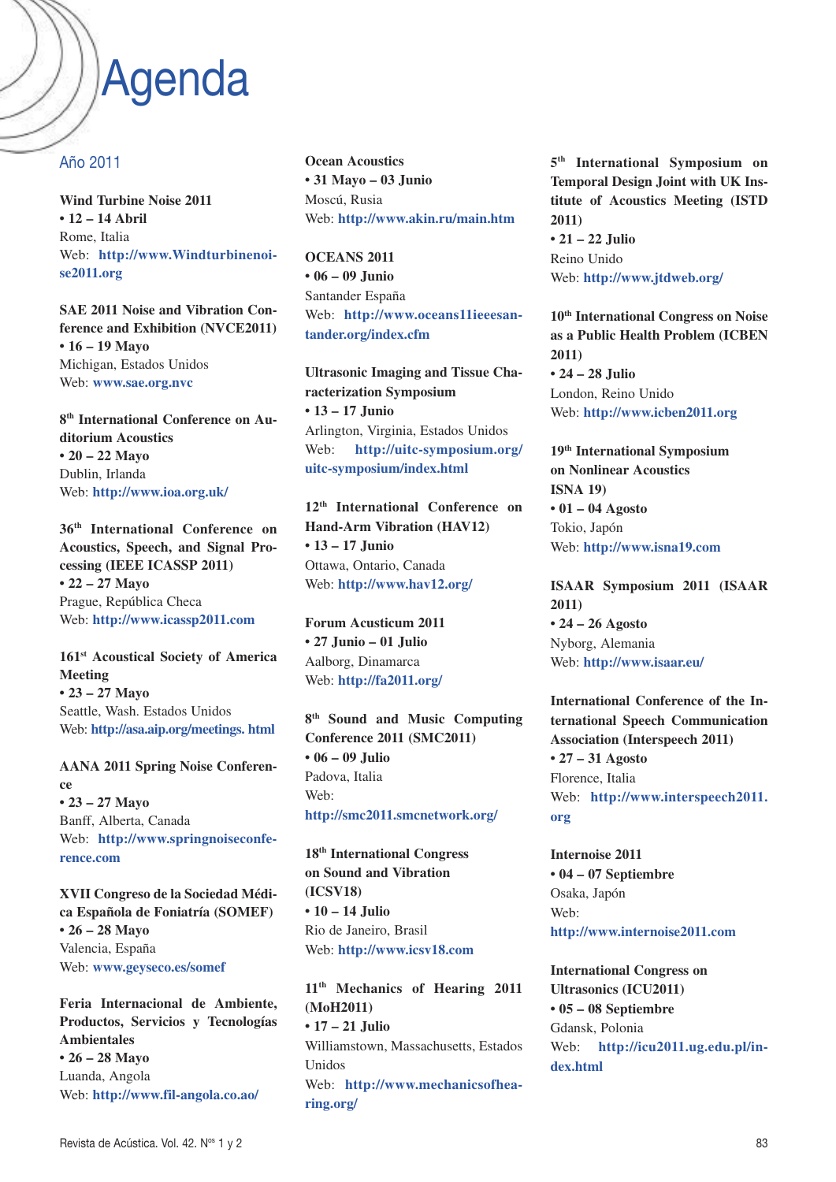# Agenda

## Año 2011

**Wind Turbine Noise 2011**
**• 12 – 14 Abril**
Rome, Italia
Web: **http://www.Windturbinenoise2011.org**

**SAE 2011 Noise and Vibration Conference and Exhibition (NVCE2011)**
**• 16 – 19 Mayo**
Michigan, Estados Unidos
Web: **www.sae.org.nvc**

**8th International Conference on Auditorium Acoustics**
**• 20 – 22 Mayo**
Dublin, Irlanda
Web: **http://www.ioa.org.uk/**

**36th International Conference on Acoustics, Speech, and Signal Processing (IEEE ICASSP 2011)**
**• 22 – 27 Mayo**
Prague, República Checa
Web: **http://www.icassp2011.com**

**161st Acoustical Society of America Meeting**
**• 23 – 27 Mayo**
Seattle, Wash. Estados Unidos
Web: **http://asa.aip.org/meetings. html**

**AANA 2011 Spring Noise Conference**
**• 23 – 27 Mayo**
Banff, Alberta, Canada
Web: **http://www.springnoiseconference.com**

**XVII Congreso de la Sociedad Médica Española de Foniatría (SOMEF)**
**• 26 – 28 Mayo**
Valencia, España
Web: **www.geyseco.es/somef**

**Feria Internacional de Ambiente, Productos, Servicios y Tecnologías Ambientales**
**• 26 – 28 Mayo**
Luanda, Angola
Web: **http://www.fil-angola.co.ao/**

**Ocean Acoustics**
**• 31 Mayo – 03 Junio**
Moscú, Rusia
Web: **http://www.akin.ru/main.htm**

**OCEANS 2011**
**• 06 – 09 Junio**
Santander España
Web: **http://www.oceans11ieeesantander.org/index.cfm**

**Ultrasonic Imaging and Tissue Characterization Symposium**
**• 13 – 17 Junio**
Arlington, Virginia, Estados Unidos
Web: **http://uitc-symposium.org/uitc-symposium/index.html**

**12th International Conference on Hand-Arm Vibration (HAV12)**
**• 13 – 17 Junio**
Ottawa, Ontario, Canada
Web: **http://www.hav12.org/**

**Forum Acusticum 2011**
**• 27 Junio – 01 Julio**
Aalborg, Dinamarca
Web: **http://fa2011.org/**

**8th Sound and Music Computing Conference 2011 (SMC2011)**
**• 06 – 09 Julio**
Padova, Italia
Web:
**http://smc2011.smcnetwork.org/**

**18th International Congress on Sound and Vibration (ICSV18)**
**• 10 – 14 Julio**
Rio de Janeiro, Brasil
Web: **http://www.icsv18.com**

**11th Mechanics of Hearing 2011 (MoH2011)**
**• 17 – 21 Julio**
Williamstown, Massachusetts, Estados Unidos
Web: **http://www.mechanicsofhearing.org/**

**5th International Symposium on Temporal Design Joint with UK Institute of Acoustics Meeting (ISTD 2011)**
**• 21 – 22 Julio**
Reino Unido
Web: **http://www.jtdweb.org/**

**10th International Congress on Noise as a Public Health Problem (ICBEN 2011)**
**• 24 – 28 Julio**
London, Reino Unido
Web: **http://www.icben2011.org**

**19th International Symposium on Nonlinear Acoustics ISNA 19)**
**• 01 – 04 Agosto**
Tokio, Japón
Web: **http://www.isna19.com**

**ISAAR Symposium 2011 (ISAAR 2011)**
**• 24 – 26 Agosto**
Nyborg, Alemania
Web: **http://www.isaar.eu/**

**International Conference of the International Speech Communication Association (Interspeech 2011)**
**• 27 – 31 Agosto**
Florence, Italia
Web: **http://www.interspeech2011.org**

**Internoise 2011**
**• 04 – 07 Septiembre**
Osaka, Japón
Web:
**http://www.internoise2011.com**

**International Congress on Ultrasonics (ICU2011)**
**• 05 – 08 Septiembre**
Gdansk, Polonia
Web: **http://icu2011.ug.edu.pl/index.html**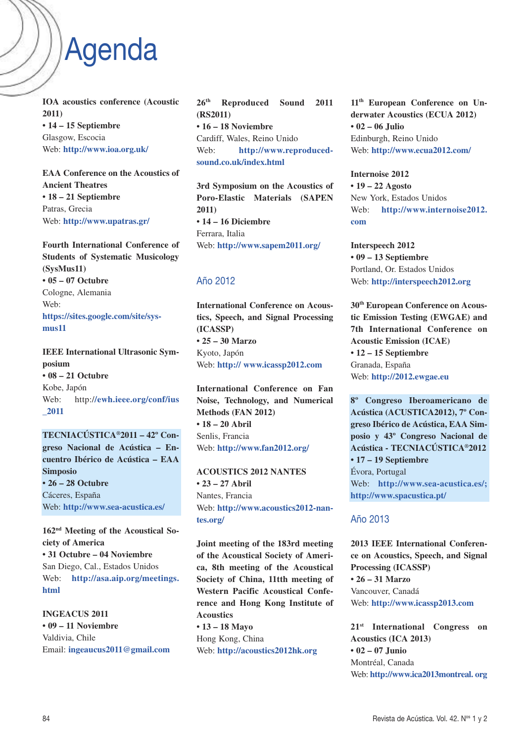# Agenda

**IOA acoustics conference (Acoustic 2011)**
• **14 – 15 Septiembre**
Glasgow, Escocia
Web: **http://www.ioa.org.uk/**

**EAA Conference on the Acoustics of Ancient Theatres**
• **18 – 21 Septiembre**
Patras, Grecia
Web: **http://www.upatras.gr/**

**Fourth International Conference of Students of Systematic Musicology (SysMus11)**
• **05 – 07 Octubre**
Cologne, Alemania
Web: **https://sites.google.com/site/sysmus11**

**IEEE International Ultrasonic Symposium**
• **08 – 21 Octubre**
Kobe, Japón
Web: http://**ewh.ieee.org/conf/ius_2011**

**TECNIACÚSTICA®2011 – 42º Congreso Nacional de Acústica – Encuentro Ibérico de Acústica – EAA Simposio**
• **26 – 28 Octubre**
Cáceres, España
Web: **http://www.sea-acustica.es/**

**162nd Meeting of the Acoustical Society of America**
• **31 Octubre – 04 Noviembre**
San Diego, Cal., Estados Unidos
Web: **http://asa.aip.org/meetings.html**

**INGEACUS 2011**
• **09 – 11 Noviembre**
Valdivia, Chile
Email: **ingeaucus2011@gmail.com**

**26th Reproduced Sound 2011 (RS2011)**
• **16 – 18 Noviembre**
Cardiff, Wales, Reino Unido
Web: **http://www.reproduced-sound.co.uk/index.html**

**3rd Symposium on the Acoustics of Poro-Elastic Materials (SAPEN 2011)**
• **14 – 16 Diciembre**
Ferrara, Italia
Web: **http://www.sapem2011.org/**

## Año 2012

**International Conference on Acoustics, Speech, and Signal Processing (ICASSP)**
• **25 – 30 Marzo**
Kyoto, Japón
Web: **http:// www.icassp2012.com**

**International Conference on Fan Noise, Technology, and Numerical Methods (FAN 2012)**
• **18 – 20 Abril**
Senlis, Francia
Web: **http://www.fan2012.org/**

**ACOUSTICS 2012 NANTES**
• **23 – 27 Abril**
Nantes, Francia
Web: **http://www.acoustics2012-nantes.org/**

**Joint meeting of the 183rd meeting of the Acoustical Society of America, 8th meeting of the Acoustical Society of China, 11tth meeting of Western Pacific Acoustical Conference and Hong Kong Institute of Acoustics**
• **13 – 18 Mayo**
Hong Kong, China
Web: **http://acoustics2012hk.org**

**11th European Conference on Underwater Acoustics (ECUA 2012)**
• **02 – 06 Julio**
Edinburgh, Reino Unido
Web: **http://www.ecua2012.com/**

**Internoise 2012**
• **19 – 22 Agosto**
New York, Estados Unidos
Web: **http://www.internoise2012.com**

**Interspeech 2012**
• **09 – 13 Septiembre**
Portland, Or. Estados Unidos
Web: **http://interspeech2012.org**

**30th European Conference on Acoustic Emission Testing (EWGAE) and 7th International Conference on Acoustic Emission (ICAE)**
• **12 – 15 Septiembre**
Granada, España
Web: **http://2012.ewgae.eu**

**8º Congreso Iberoamericano de Acústica (ACUSTICA2012), 7º Congreso Ibérico de Acústica, EAA Simposio y 43º Congreso Nacional de Acústica - TECNIACÚSTICA®2012**
• **17 – 19 Septiembre**
Évora, Portugal
Web: **http://www.sea-acustica.es/; http://www.spacustica.pt/**

## Año 2013

**2013 IEEE International Conference on Acoustics, Speech, and Signal Processing (ICASSP)**
• **26 – 31 Marzo**
Vancouver, Canadá
Web: **http://www.icassp2013.com**

**21st International Congress on Acoustics (ICA 2013)**
• **02 – 07 Junio**
Montréal, Canada
Web: **http://www.ica2013montreal. org**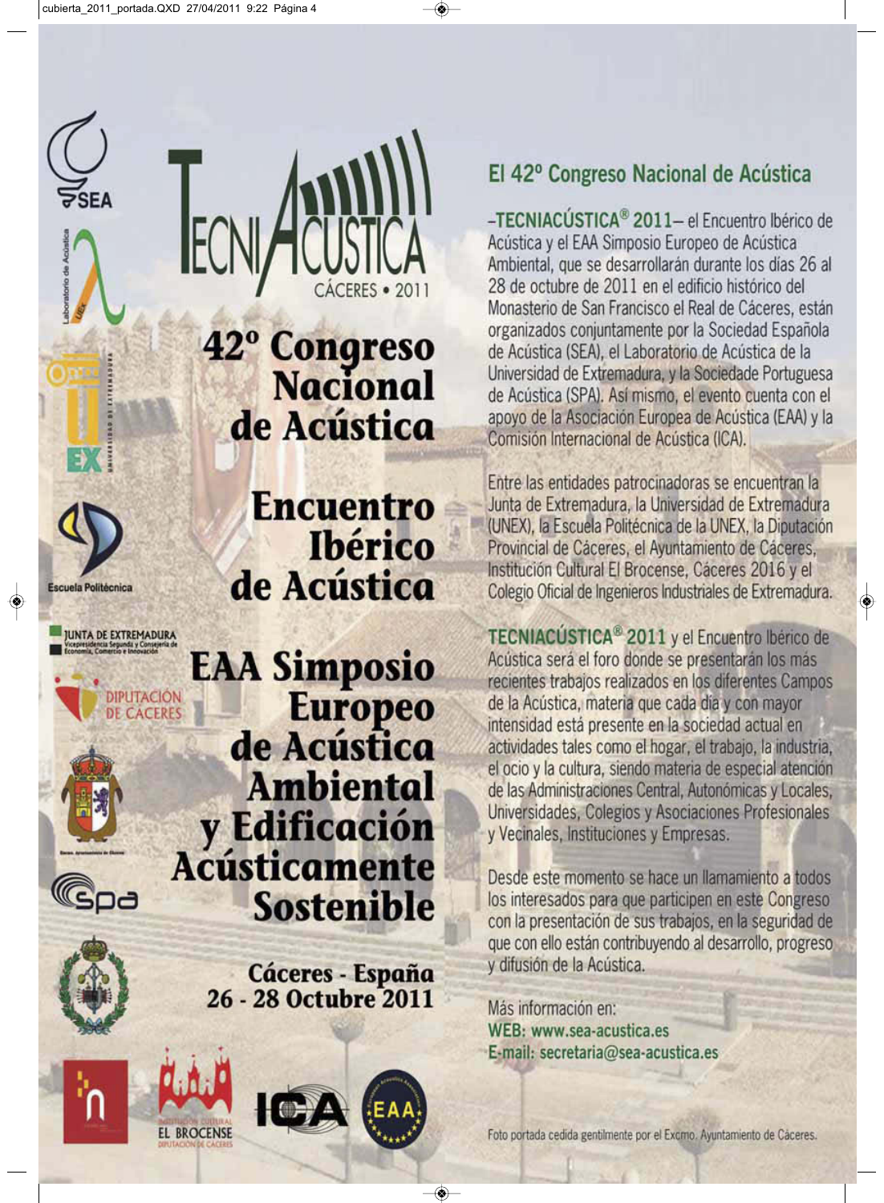# TECNIACÚSTICA

CÁCERES • 2011

## 42º Congreso Nacional de Acústica

## Encuentro Ibérico de Acústica

## EAA Simposio Europeo de Acústica Ambiental y Edificación Acústicamente Sostenible

**Cáceres - España**
**26 - 28 Octubre 2011**

## El 42º Congreso Nacional de Acústica

–**TECNIACÚSTICA® 2011**– el Encuentro Ibérico de Acústica y el EAA Simposio Europeo de Acústica Ambiental, que se desarrollarán durante los días 26 al 28 de octubre de 2011 en el edificio histórico del Monasterio de San Francisco el Real de Cáceres, están organizados conjuntamente por la Sociedad Española de Acústica (SEA), el Laboratorio de Acústica de la Universidad de Extremadura, y la Sociedade Portuguesa de Acústica (SPA). Así mismo, el evento cuenta con el apoyo de la Asociación Europea de Acústica (EAA) y la Comisión Internacional de Acústica (ICA).

Entre las entidades patrocinadoras se encuentran la Junta de Extremadura, la Universidad de Extremadura (UNEX), la Escuela Politécnica de la UNEX, la Diputación Provincial de Cáceres, el Ayuntamiento de Cáceres, Institución Cultural El Brocense, Cáceres 2016 y el Colegio Oficial de Ingenieros Industriales de Extremadura.

**TECNIACÚSTICA® 2011** y el Encuentro Ibérico de Acústica será el foro donde se presentarán los más recientes trabajos realizados en los diferentes Campos de la Acústica, materia que cada día y con mayor intensidad está presente en la sociedad actual en actividades tales como el hogar, el trabajo, la industria, el ocio y la cultura, siendo materia de especial atención de las Administraciones Central, Autonómicas y Locales, Universidades, Colegios y Asociaciones Profesionales y Vecinales, Instituciones y Empresas.

Desde este momento se hace un llamamiento a todos los interesados para que participen en este Congreso con la presentación de sus trabajos, en la seguridad de que con ello están contribuyendo al desarrollo, progreso y difusión de la Acústica.

Más información en:
**WEB: www.sea-acustica.es**
**E-mail: secretaria@sea-acustica.es**

Foto portada cedida gentilmente por el Excmo. Ayuntamiento de Cáceres.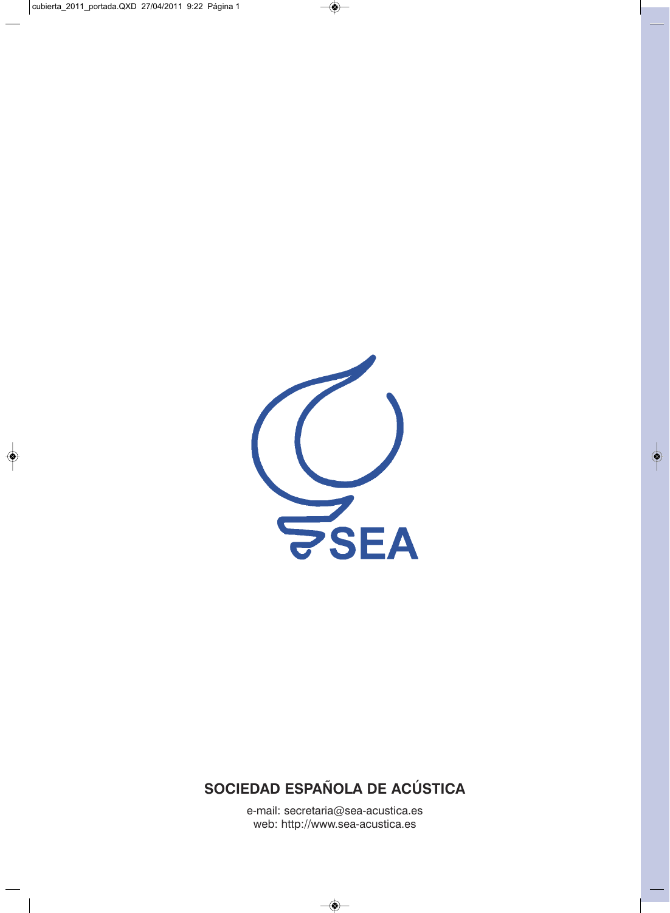**SOCIEDAD ESPAÑOLA DE ACÚSTICA**

e-mail: secretaria@sea-acustica.es
web: http://www.sea-acustica.es